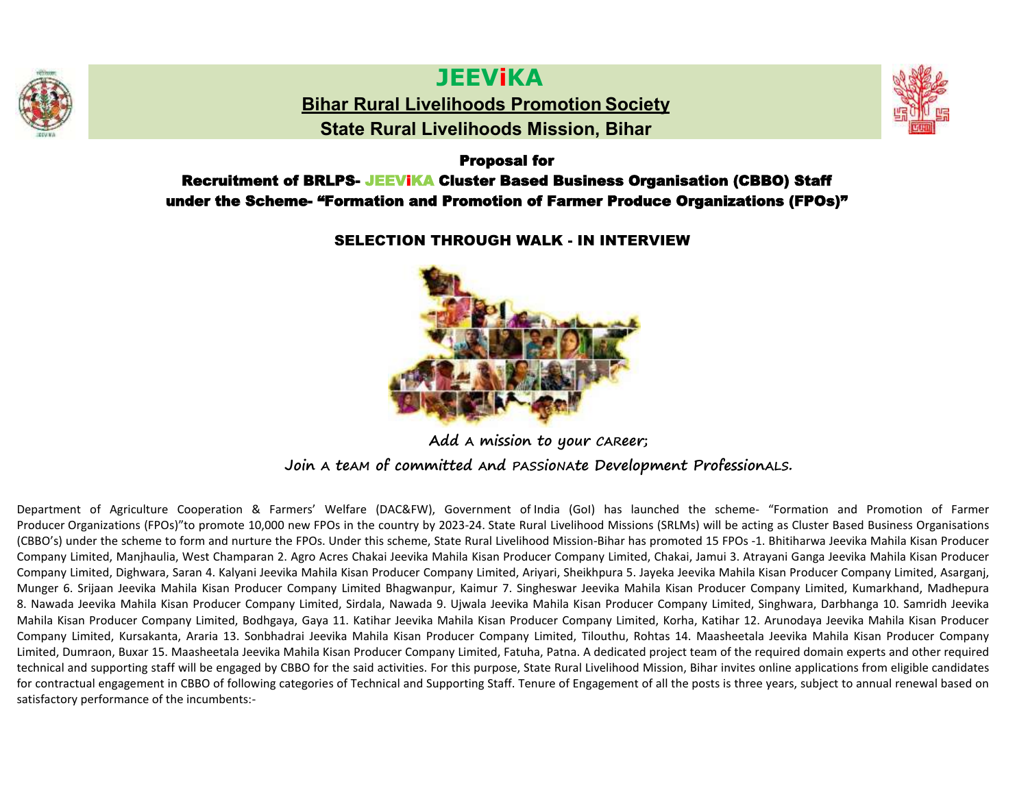# JEEViKA

## Bihar Rural Livelihoods Promotion Society

## State Rural Livelihoods Mission, Bihar

### Proposal for

### Recruitment of BRLPS- JEEViKA Cluster Based Business Organisation (CBBO) Staff under the Scheme- "Formation and Promotion of Farmer Produce Organizations (FPOs)"

### SELECTION THROUGH WALK - IN INTERVIEW

**Add A mission to your CAReer;**

**Join A teAM of committed And PASSIONAte Development ProfessionALS.**

Department of Agriculture Cooperation & Farmers' Welfare (DAC&FW), Government of India (GoI) has launched the scheme- "Formation and Promotion of Farmer Producer Organizations (FPOs)"to promote 10,000 new FPOs in the country by 2023-24. State Rural Livelihood Missions (SRLMs) will be acting as Cluster Based Business Organisations (CBBO's) under the scheme to form and nurture the FPOs. Under this scheme, State Rural Livelihood Mission-Bihar has promoted 15 FPOs -1. Bhitiharwa Jeevika Mahila Kisan Producer Company Limited, Manjhaulia, West Champaran 2. Agro Acres Chakai Jeevika Mahila Kisan Producer Company Limited, Chakai, Jamui 3. Atrayani Ganga Jeevika Mahila Kisan Producer Company Limited, Dighwara, Saran 4. Kalyani Jeevika Mahila Kisan Producer Company Limited, Ariyari, Sheikhpura 5. Jayeka Jeevika Mahila Kisan Producer Company Limited, Asarganj, Munger 6. Srijaan Jeevika Mahila Kisan Producer Company Limited Bhagwanpur, Kaimur 7. Singheswar Jeevika Mahila Kisan Producer Company Limited, Kumarkhand, Madhepura 8. Nawada Jeevika Mahila Kisan Producer Company Limited, Sirdala, Nawada 9. Ujwala Jeevika Mahila Kisan Producer Company Limited, Singhwara, Darbhanga 10. Samridh Jeevika Mahila Kisan Producer Company Limited, Bodhgaya, Gaya 11. Katihar Jeevika Mahila Kisan Producer Company Limited, Korha, Katihar 12. Arunodaya Jeevika Mahila Kisan Producer Company Limited, Kursakanta, Araria 13. Sonbhadrai Jeevika Mahila Kisan Producer Company Limited, Tilouthu, Rohtas 14. Maasheetala Jeevika Mahila Kisan Producer Company Limited, Dumraon, Buxar 15. Maasheetala Jeevika Mahila Kisan Producer Company Limited, Fatuha, Patna. A dedicated project team of the required domain experts and other required technical and supporting staff will be engaged by CBBO for the said activities. For this purpose, State Rural Livelihood Mission, Bihar invites online applications from eligible candidates for contractual engagement in CBBO of following categories of Technical and Supporting Staff. Tenure of Engagement of all the posts is three years, subject to annual renewal based on satisfactory performance of the incumbents:-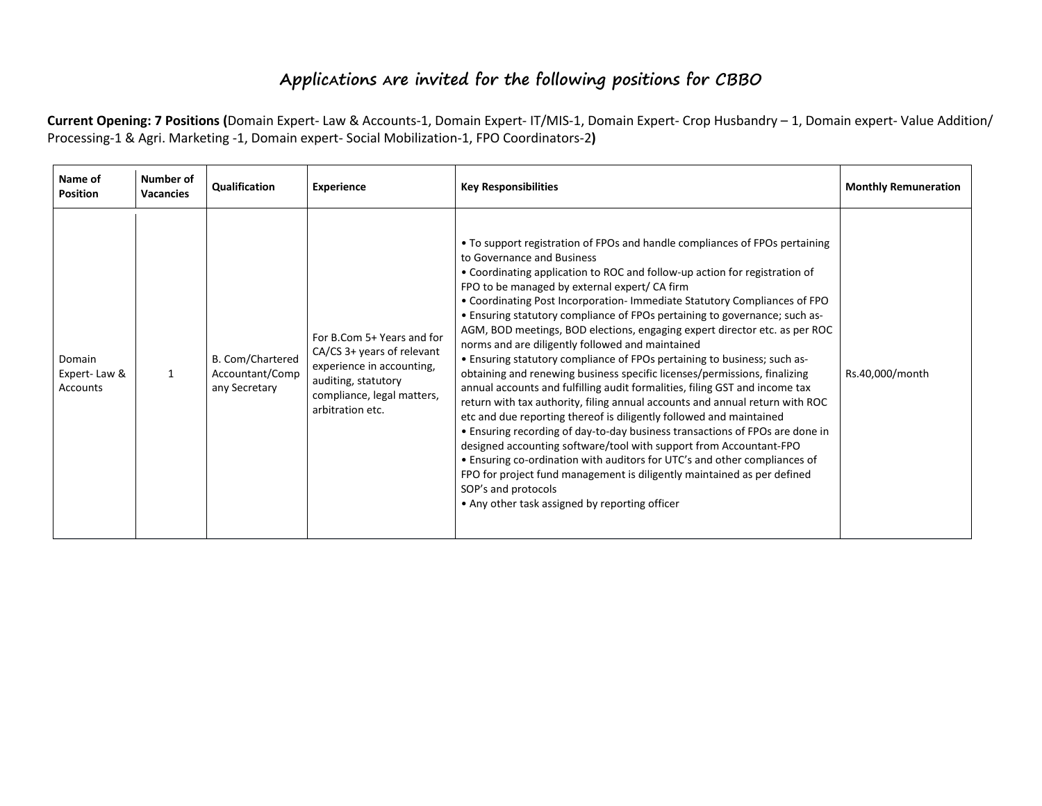# Applications are invited for the following positions for CBBO

**Current Opening: 7 Positions (**Domain Expert- Law & Accounts-1, Domain Expert- IT/MIS-1, Domain Expert- Crop Husbandry – 1, Domain expert- Value Addition/ Processing-1 & Agri. Marketing -1, Domain expert- Social Mobilization-1, FPO Coordinators-2**)**

| Name of Position | Number of Vacancies | Qualification | Experience | Key Responsibilities | Monthly Remuneration |
|---|---|---|---|---|---|
| Domain Expert- Law & Accounts | 1 | B. Com/Chartered Accountant/Company Secretary | For B.Com 5+ Years and for CA/CS 3+ years of relevant experience in accounting, auditing, statutory compliance, legal matters, arbitration etc. | • To support registration of FPOs and handle compliances of FPOs pertaining to Governance and Business<br>• Coordinating application to ROC and follow-up action for registration of FPO to be managed by external expert/ CA firm<br>• Coordinating Post Incorporation- Immediate Statutory Compliances of FPO<br>• Ensuring statutory compliance of FPOs pertaining to governance; such as- AGM, BOD meetings, BOD elections, engaging expert director etc. as per ROC norms and are diligently followed and maintained<br>• Ensuring statutory compliance of FPOs pertaining to business; such as- obtaining and renewing business specific licenses/permissions, finalizing annual accounts and fulfilling audit formalities, filing GST and income tax return with tax authority, filing annual accounts and annual return with ROC etc and due reporting thereof is diligently followed and maintained<br>• Ensuring recording of day-to-day business transactions of FPOs are done in designed accounting software/tool with support from Accountant-FPO<br>• Ensuring co-ordination with auditors for UTC's and other compliances of FPO for project fund management is diligently maintained as per defined SOP's and protocols<br>• Any other task assigned by reporting officer | Rs.40,000/month |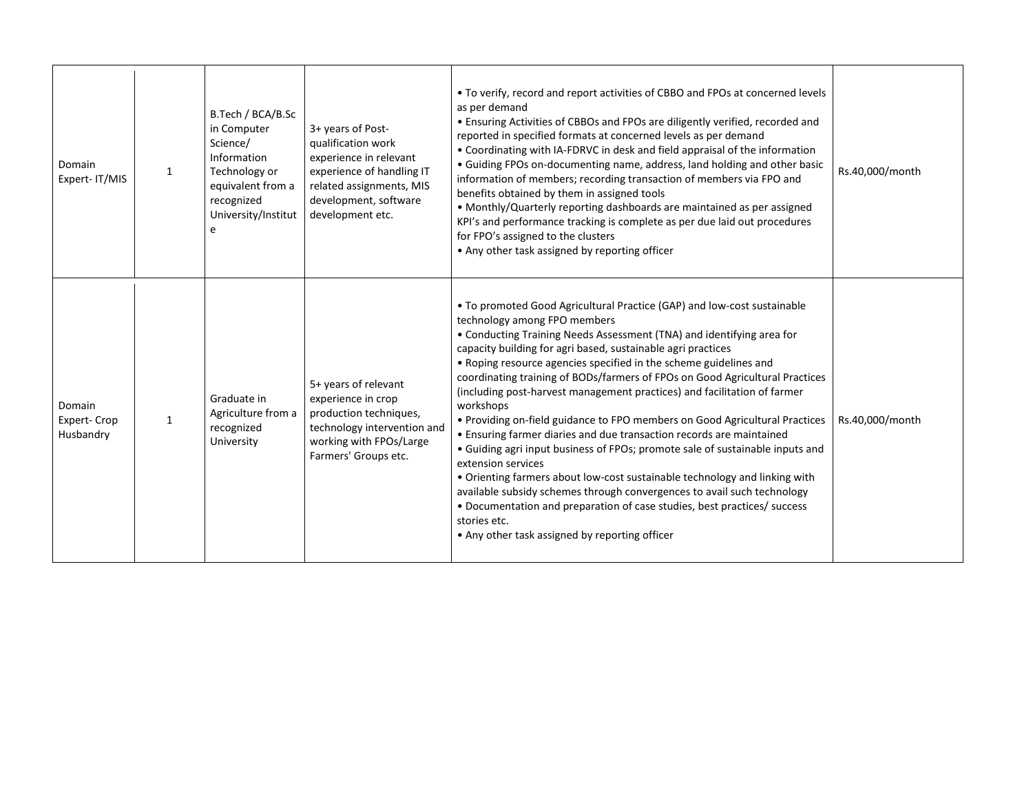| Domain Expert- IT/MIS | 1 | B.Tech / BCA/B.Sc in Computer Science/ Information Technology or equivalent from a recognized University/Institute | 3+ years of Post-qualification work experience in relevant experience of handling IT related assignments, MIS development, software development etc. | • To verify, record and report activities of CBBO and FPOs at concerned levels as per demand<br>• Ensuring Activities of CBBOs and FPOs are diligently verified, recorded and reported in specified formats at concerned levels as per demand<br>• Coordinating with IA-FDRVC in desk and field appraisal of the information<br>• Guiding FPOs on-documenting name, address, land holding and other basic information of members; recording transaction of members via FPO and benefits obtained by them in assigned tools<br>• Monthly/Quarterly reporting dashboards are maintained as per assigned KPI's and performance tracking is complete as per due laid out procedures for FPO's assigned to the clusters<br>• Any other task assigned by reporting officer | Rs.40,000/month |
|---|---|---|---|---|---|
| Domain Expert- Crop Husbandry | 1 | Graduate in Agriculture from a recognized University | 5+ years of relevant experience in crop production techniques, technology intervention and working with FPOs/Large Farmers' Groups etc. | • To promoted Good Agricultural Practice (GAP) and low-cost sustainable technology among FPO members<br>• Conducting Training Needs Assessment (TNA) and identifying area for capacity building for agri based, sustainable agri practices<br>• Roping resource agencies specified in the scheme guidelines and coordinating training of BODs/farmers of FPOs on Good Agricultural Practices (including post-harvest management practices) and facilitation of farmer workshops<br>• Providing on-field guidance to FPO members on Good Agricultural Practices<br>• Ensuring farmer diaries and due transaction records are maintained<br>• Guiding agri input business of FPOs; promote sale of sustainable inputs and extension services<br>• Orienting farmers about low-cost sustainable technology and linking with available subsidy schemes through convergences to avail such technology<br>• Documentation and preparation of case studies, best practices/ success stories etc.<br>• Any other task assigned by reporting officer | Rs.40,000/month |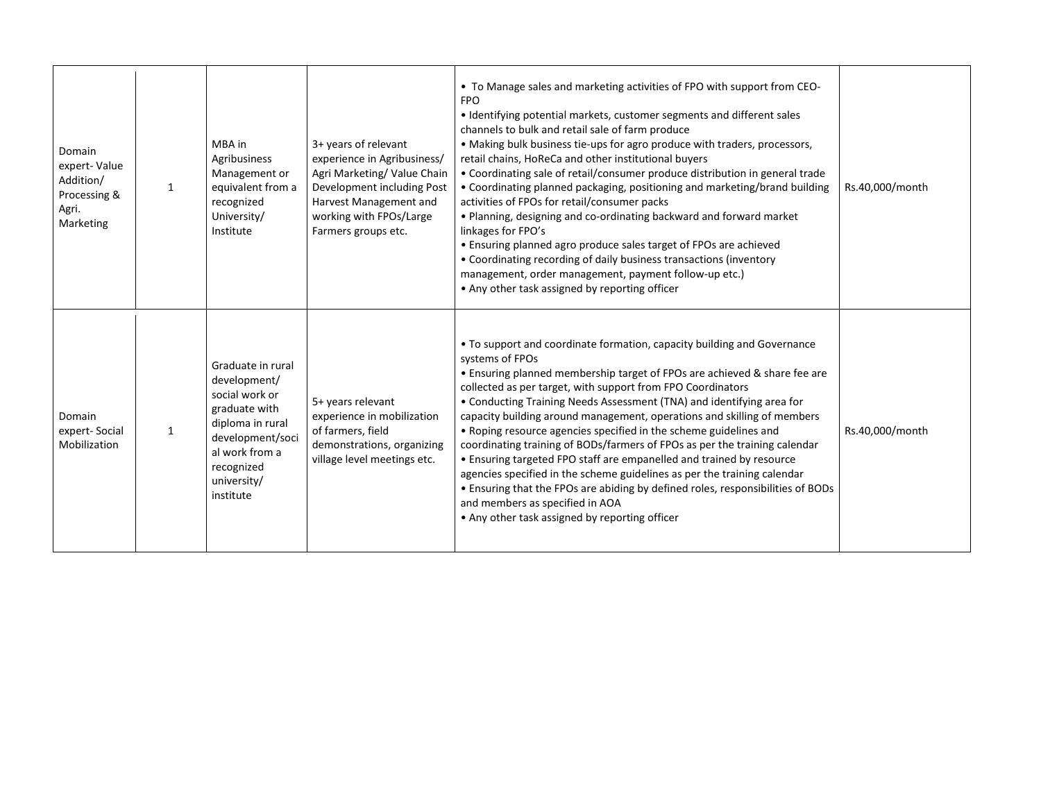| | | | | | |
|---|---|---|---|---|---|
| Domain expert- Value Addition/ Processing & Agri. Marketing | 1 | MBA in Agribusiness Management or equivalent from a recognized University/ Institute | 3+ years of relevant experience in Agribusiness/ Agri Marketing/ Value Chain Development including Post Harvest Management and working with FPOs/Large Farmers groups etc. | • To Manage sales and marketing activities of FPO with support from CEO-FPO<br>• Identifying potential markets, customer segments and different sales channels to bulk and retail sale of farm produce<br>• Making bulk business tie-ups for agro produce with traders, processors, retail chains, HoReCa and other institutional buyers<br>• Coordinating sale of retail/consumer produce distribution in general trade<br>• Coordinating planned packaging, positioning and marketing/brand building activities of FPOs for retail/consumer packs<br>• Planning, designing and co-ordinating backward and forward market linkages for FPO's<br>• Ensuring planned agro produce sales target of FPOs are achieved<br>• Coordinating recording of daily business transactions (inventory management, order management, payment follow-up etc.)<br>• Any other task assigned by reporting officer | Rs.40,000/month |
| Domain expert- Social Mobilization | 1 | Graduate in rural development/ social work or graduate with diploma in rural development/social work from a recognized university/ institute | 5+ years relevant experience in mobilization of farmers, field demonstrations, organizing village level meetings etc. | • To support and coordinate formation, capacity building and Governance systems of FPOs<br>• Ensuring planned membership target of FPOs are achieved & share fee are collected as per target, with support from FPO Coordinators<br>• Conducting Training Needs Assessment (TNA) and identifying area for capacity building around management, operations and skilling of members<br>• Roping resource agencies specified in the scheme guidelines and coordinating training of BODs/farmers of FPOs as per the training calendar<br>• Ensuring targeted FPO staff are empanelled and trained by resource agencies specified in the scheme guidelines as per the training calendar<br>• Ensuring that the FPOs are abiding by defined roles, responsibilities of BODs and members as specified in AOA<br>• Any other task assigned by reporting officer | Rs.40,000/month |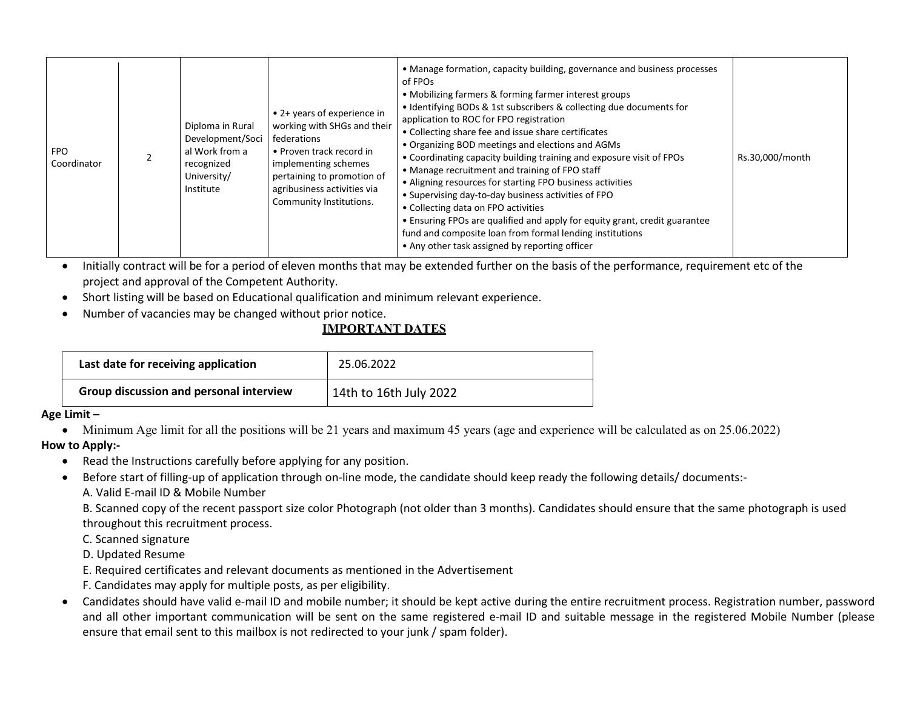| FPO Coordinator | 2 | Diploma in Rural Development/Social Work from a recognized University/ Institute | • 2+ years of experience in working with SHGs and their federations<br>• Proven track record in implementing schemes pertaining to promotion of agribusiness activities via Community Institutions. | • Manage formation, capacity building, governance and business processes of FPOs<br>• Mobilizing farmers & forming farmer interest groups<br>• Identifying BODs & 1st subscribers & collecting due documents for application to ROC for FPO registration<br>• Collecting share fee and issue share certificates<br>• Organizing BOD meetings and elections and AGMs<br>• Coordinating capacity building training and exposure visit of FPOs<br>• Manage recruitment and training of FPO staff<br>• Aligning resources for starting FPO business activities<br>• Supervising day-to-day business activities of FPO<br>• Collecting data on FPO activities<br>• Ensuring FPOs are qualified and apply for equity grant, credit guarantee fund and composite loan from formal lending institutions<br>• Any other task assigned by reporting officer | Rs.30,000/month |
|---|---|---|---|---|---|

- Initially contract will be for a period of eleven months that may be extended further on the basis of the performance, requirement etc of the project and approval of the Competent Authority.
- Short listing will be based on Educational qualification and minimum relevant experience.
- Number of vacancies may be changed without prior notice.

## IMPORTANT DATES

| Last date for receiving application | 25.06.2022 |
|---|---|
| **Group discussion and personal interview** | 14th to 16th July 2022 |

**Age Limit –**

- Minimum Age limit for all the positions will be 21 years and maximum 45 years (age and experience will be calculated as on 25.06.2022)

**How to Apply:-**

- Read the Instructions carefully before applying for any position.
- Before start of filling-up of application through on-line mode, the candidate should keep ready the following details/ documents:-

  A. Valid E-mail ID & Mobile Number

  B. Scanned copy of the recent passport size color Photograph (not older than 3 months). Candidates should ensure that the same photograph is used throughout this recruitment process.

  C. Scanned signature

  D. Updated Resume

  E. Required certificates and relevant documents as mentioned in the Advertisement

  F. Candidates may apply for multiple posts, as per eligibility.
- Candidates should have valid e-mail ID and mobile number; it should be kept active during the entire recruitment process. Registration number, password and all other important communication will be sent on the same registered e-mail ID and suitable message in the registered Mobile Number (please ensure that email sent to this mailbox is not redirected to your junk / spam folder).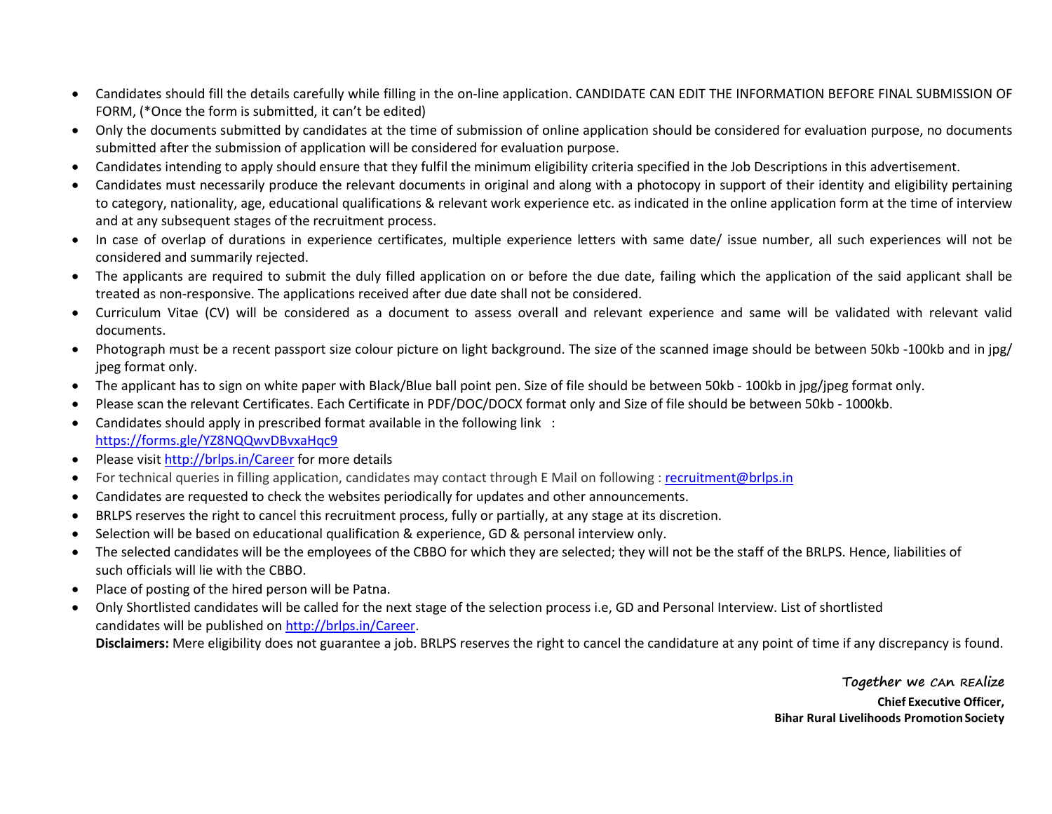- Candidates should fill the details carefully while filling in the on-line application. CANDIDATE CAN EDIT THE INFORMATION BEFORE FINAL SUBMISSION OF FORM, (*Once the form is submitted, it can't be edited)
- Only the documents submitted by candidates at the time of submission of online application should be considered for evaluation purpose, no documents submitted after the submission of application will be considered for evaluation purpose.
- Candidates intending to apply should ensure that they fulfil the minimum eligibility criteria specified in the Job Descriptions in this advertisement.
- Candidates must necessarily produce the relevant documents in original and along with a photocopy in support of their identity and eligibility pertaining to category, nationality, age, educational qualifications & relevant work experience etc. as indicated in the online application form at the time of interview and at any subsequent stages of the recruitment process.
- In case of overlap of durations in experience certificates, multiple experience letters with same date/ issue number, all such experiences will not be considered and summarily rejected.
- The applicants are required to submit the duly filled application on or before the due date, failing which the application of the said applicant shall be treated as non-responsive. The applications received after due date shall not be considered.
- Curriculum Vitae (CV) will be considered as a document to assess overall and relevant experience and same will be validated with relevant valid documents.
- Photograph must be a recent passport size colour picture on light background. The size of the scanned image should be between 50kb -100kb and in jpg/ jpeg format only.
- The applicant has to sign on white paper with Black/Blue ball point pen. Size of file should be between 50kb - 100kb in jpg/jpeg format only.
- Please scan the relevant Certificates. Each Certificate in PDF/DOC/DOCX format only and Size of file should be between 50kb - 1000kb.
- Candidates should apply in prescribed format available in the following link : https://forms.gle/YZ8NQQwvDBvxaHqc9
- Please visit http://brlps.in/Career for more details
- For technical queries in filling application, candidates may contact through E Mail on following : recruitment@brlps.in
- Candidates are requested to check the websites periodically for updates and other announcements.
- BRLPS reserves the right to cancel this recruitment process, fully or partially, at any stage at its discretion.
- Selection will be based on educational qualification & experience, GD & personal interview only.
- The selected candidates will be the employees of the CBBO for which they are selected; they will not be the staff of the BRLPS. Hence, liabilities of such officials will lie with the CBBO.
- Place of posting of the hired person will be Patna.
- Only Shortlisted candidates will be called for the next stage of the selection process i.e, GD and Personal Interview. List of shortlisted candidates will be published on http://brlps.in/Career.

  **Disclaimers:** Mere eligibility does not guarantee a job. BRLPS reserves the right to cancel the candidature at any point of time if any discrepancy is found.

**Together we CAn REAlize**

**Chief Executive Officer,**
**Bihar Rural Livelihoods Promotion Society**